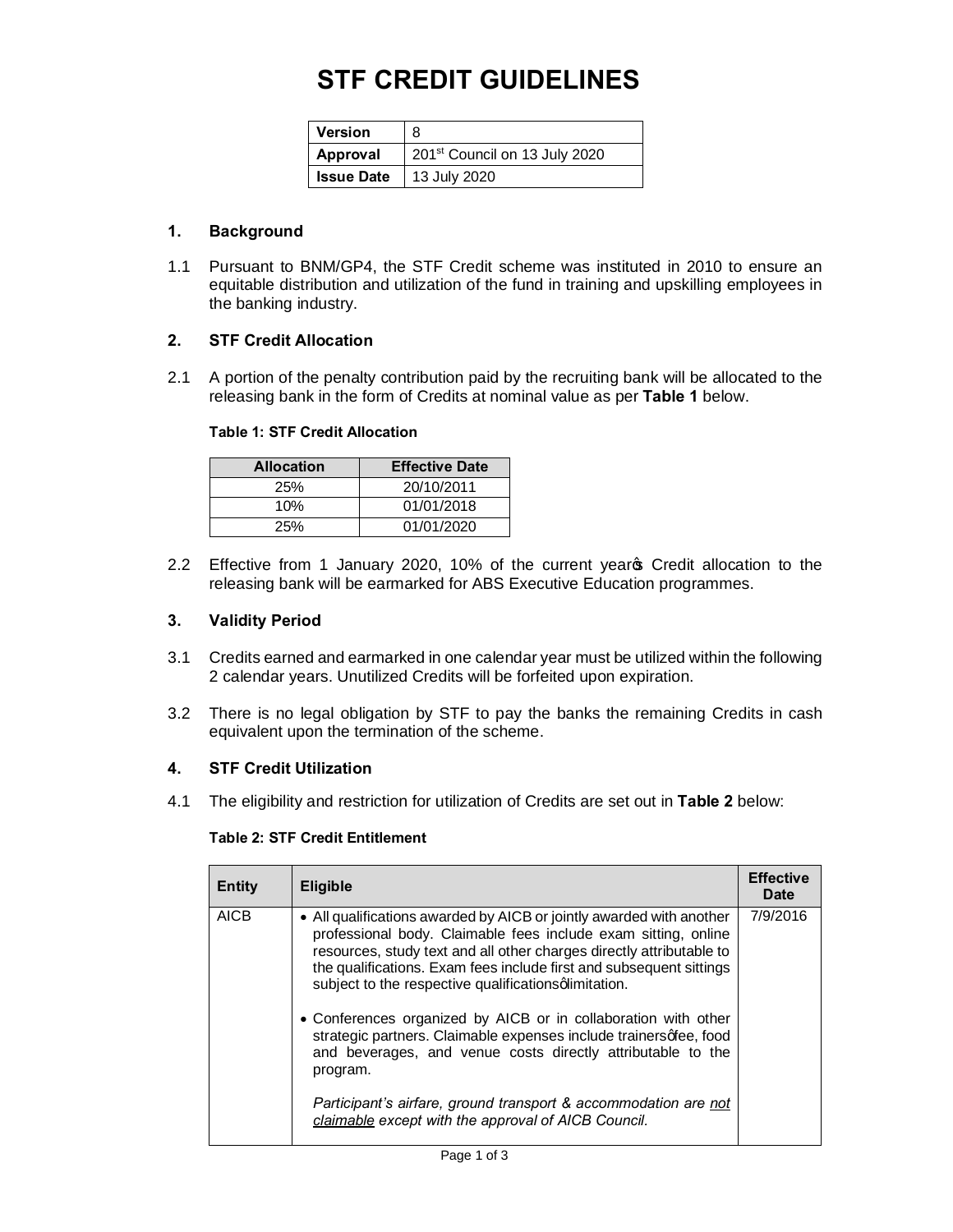# STF CREDIT GUIDELINES

| Version | 8 |
|---|---|
| Approval | 201st Council on 13 July 2020 |
| Issue Date | 13 July 2020 |

## 1. Background

1.1 Pursuant to BNM/GP4, the STF Credit scheme was instituted in 2010 to ensure an equitable distribution and utilization of the fund in training and upskilling employees in the banking industry.

## 2. STF Credit Allocation

2.1 A portion of the penalty contribution paid by the recruiting bank will be allocated to the releasing bank in the form of Credits at nominal value as per **Table 1** below.

**Table 1: STF Credit Allocation**

| Allocation | Effective Date |
|---|---|
| 25% | 20/10/2011 |
| 10% | 01/01/2018 |
| 25% | 01/01/2020 |

2.2 Effective from 1 January 2020, 10% of the current year's Credit allocation to the releasing bank will be earmarked for ABS Executive Education programmes.

## 3. Validity Period

3.1 Credits earned and earmarked in one calendar year must be utilized within the following 2 calendar years. Unutilized Credits will be forfeited upon expiration.

3.2 There is no legal obligation by STF to pay the banks the remaining Credits in cash equivalent upon the termination of the scheme.

## 4. STF Credit Utilization

4.1 The eligibility and restriction for utilization of Credits are set out in **Table 2** below:

**Table 2: STF Credit Entitlement**

| Entity | Eligible | Effective Date |
|---|---|---|
| AICB | • All qualifications awarded by AICB or jointly awarded with another professional body. Claimable fees include exam sitting, online resources, study text and all other charges directly attributable to the qualifications. Exam fees include first and subsequent sittings subject to the respective qualifications' limitation.<br><br>• Conferences organized by AICB or in collaboration with other strategic partners. Claimable expenses include trainers' fee, food and beverages, and venue costs directly attributable to the program.<br><br>*Participant's airfare, ground transport & accommodation are <u>not claimable</u> except with the approval of AICB Council.* | 7/9/2016 |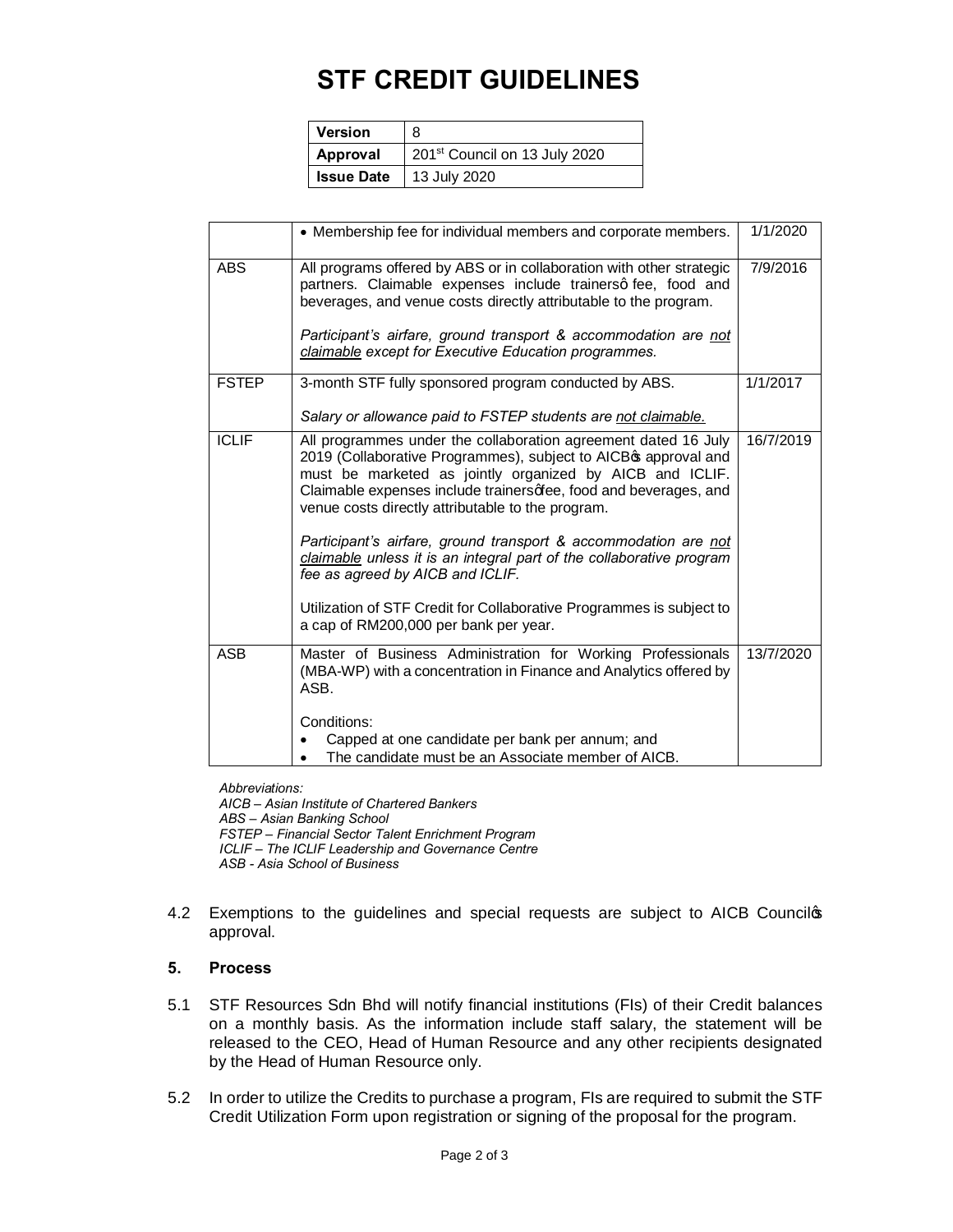# STF CREDIT GUIDELINES

| Version | 8 |
|---|---|
| Approval | 201st Council on 13 July 2020 |
| Issue Date | 13 July 2020 |

| | | |
|---|---|---|
| | • Membership fee for individual members and corporate members. | 1/1/2020 |
| ABS | All programs offered by ABS or in collaboration with other strategic partners. Claimable expenses include trainers' fee, food and beverages, and venue costs directly attributable to the program.<br><br>*Participant's airfare, ground transport & accommodation are <u>not claimable</u> except for Executive Education programmes.* | 7/9/2016 |
| FSTEP | 3-month STF fully sponsored program conducted by ABS.<br><br>*Salary or allowance paid to FSTEP students are <u>not claimable.</u>* | 1/1/2017 |
| ICLIF | All programmes under the collaboration agreement dated 16 July 2019 (Collaborative Programmes), subject to AICB's approval and must be marketed as jointly organized by AICB and ICLIF. Claimable expenses include trainers' fee, food and beverages, and venue costs directly attributable to the program.<br><br>*Participant's airfare, ground transport & accommodation are <u>not claimable</u> unless it is an integral part of the collaborative program fee as agreed by AICB and ICLIF.*<br><br>Utilization of STF Credit for Collaborative Programmes is subject to a cap of RM200,000 per bank per year. | 16/7/2019 |
| ASB | Master of Business Administration for Working Professionals (MBA-WP) with a concentration in Finance and Analytics offered by ASB.<br><br>Conditions:<br>• Capped at one candidate per bank per annum; and<br>• The candidate must be an Associate member of AICB. | 13/7/2020 |

*Abbreviations:*
*AICB – Asian Institute of Chartered Bankers*
*ABS – Asian Banking School*
*FSTEP – Financial Sector Talent Enrichment Program*
*ICLIF – The ICLIF Leadership and Governance Centre*
*ASB - Asia School of Business*

4.2 Exemptions to the guidelines and special requests are subject to AICB Council's approval.

**5. Process**

5.1 STF Resources Sdn Bhd will notify financial institutions (FIs) of their Credit balances on a monthly basis. As the information include staff salary, the statement will be released to the CEO, Head of Human Resource and any other recipients designated by the Head of Human Resource only.

5.2 In order to utilize the Credits to purchase a program, FIs are required to submit the STF Credit Utilization Form upon registration or signing of the proposal for the program.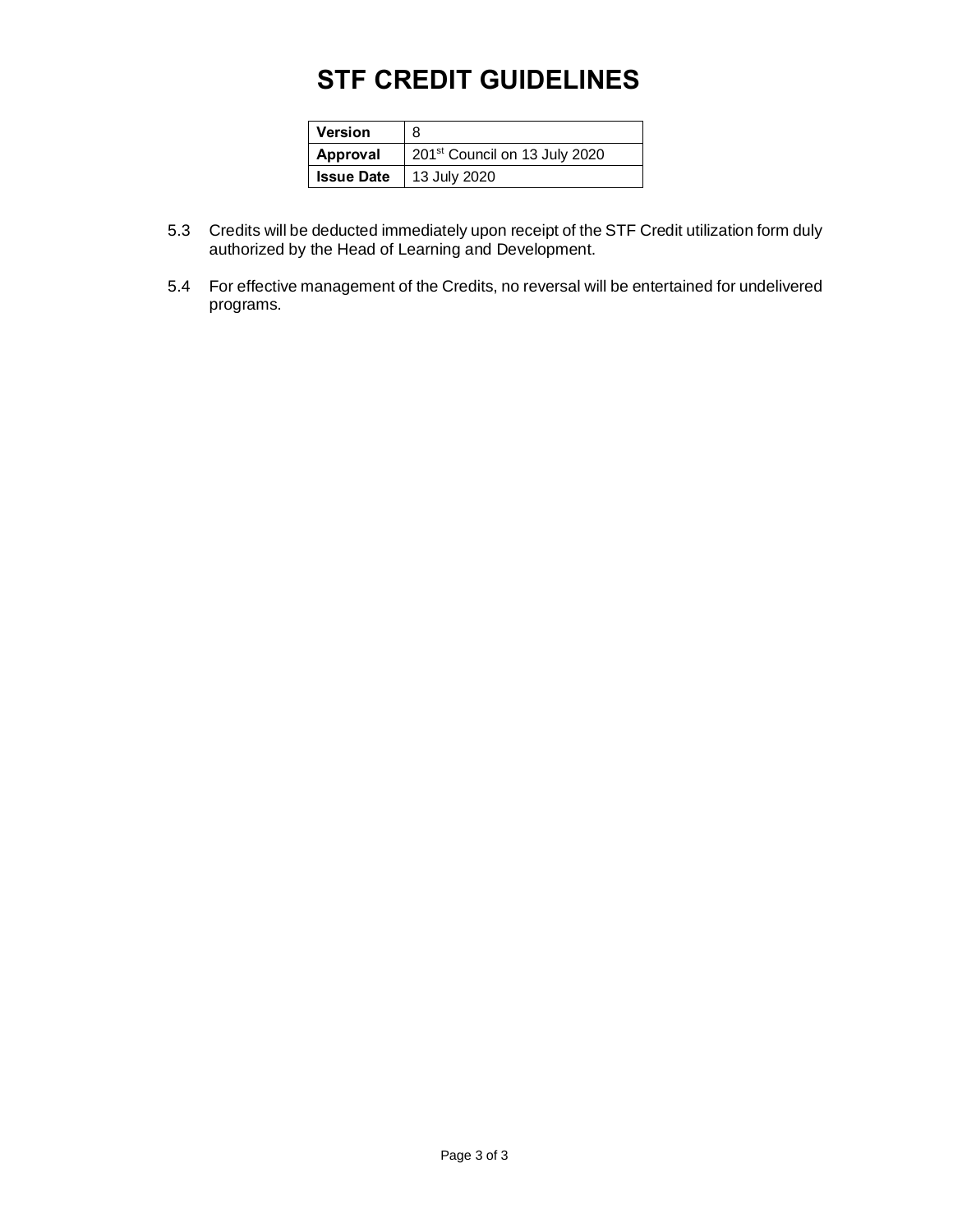# STF CREDIT GUIDELINES

| | |
|---|---|
| **Version** | 8 |
| **Approval** | 201st Council on 13 July 2020 |
| **Issue Date** | 13 July 2020 |

5.3 Credits will be deducted immediately upon receipt of the STF Credit utilization form duly authorized by the Head of Learning and Development.

5.4 For effective management of the Credits, no reversal will be entertained for undelivered programs.